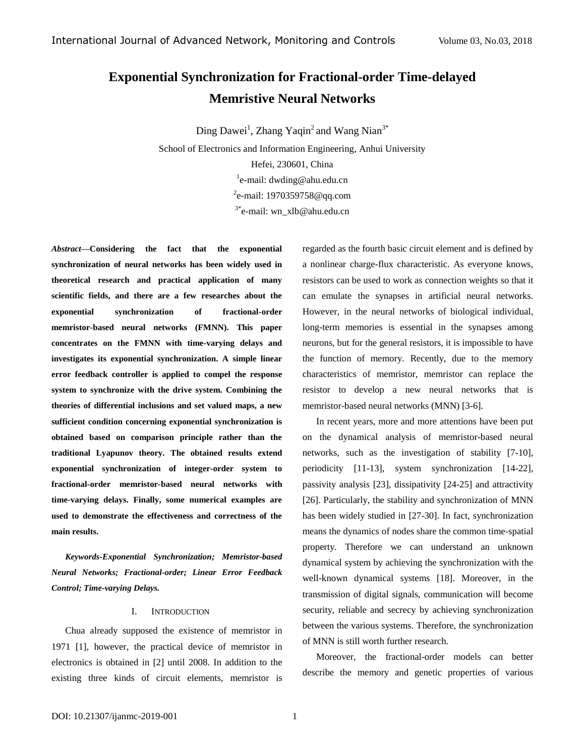# Exponential Synchronization for Fractional-order Time-delayed Memristive Neural Networks

Ding Dawei[1], Zhang Yaqin[2] and Wang Nian[3*]

School of Electronics and Information Engineering, Anhui University

Hefei, 230601, China

[1]e-mail: dwding@ahu.edu.cn

[2]e-mail: 1970359758@qq.com

[3*]e-mail: wn_xlb@ahu.edu.cn

***Abstract*—Considering the fact that the exponential synchronization of neural networks has been widely used in theoretical research and practical application of many scientific fields, and there are a few researches about the exponential synchronization of fractional-order memristor-based neural networks (FMNN). This paper concentrates on the FMNN with time-varying delays and investigates its exponential synchronization. A simple linear error feedback controller is applied to compel the response system to synchronize with the drive system. Combining the theories of differential inclusions and set valued maps, a new sufficient condition concerning exponential synchronization is obtained based on comparison principle rather than the traditional Lyapunov theory. The obtained results extend exponential synchronization of integer-order system to fractional-order memristor-based neural networks with time-varying delays. Finally, some numerical examples are used to demonstrate the effectiveness and correctness of the main results.**

***Keywords-Exponential Synchronization; Memristor-based Neural Networks; Fractional-order; Linear Error Feedback Control; Time-varying Delays.***

## I. INTRODUCTION

Chua already supposed the existence of memristor in 1971 [1], however, the practical device of memristor in electronics is obtained in [2] until 2008. In addition to the existing three kinds of circuit elements, memristor is regarded as the fourth basic circuit element and is defined by a nonlinear charge-flux characteristic. As everyone knows, resistors can be used to work as connection weights so that it can emulate the synapses in artificial neural networks. However, in the neural networks of biological individual, long-term memories is essential in the synapses among neurons, but for the general resistors, it is impossible to have the function of memory. Recently, due to the memory characteristics of memristor, memristor can replace the resistor to develop a new neural networks that is memristor-based neural networks (MNN) [3-6].

In recent years, more and more attentions have been put on the dynamical analysis of memristor-based neural networks, such as the investigation of stability [7-10], periodicity [11-13], system synchronization [14-22], passivity analysis [23], dissipativity [24-25] and attractivity [26]. Particularly, the stability and synchronization of MNN has been widely studied in [27-30]. In fact, synchronization means the dynamics of nodes share the common time-spatial property. Therefore we can understand an unknown dynamical system by achieving the synchronization with the well-known dynamical systems [18]. Moreover, in the transmission of digital signals, communication will become security, reliable and secrecy by achieving synchronization between the various systems. Therefore, the synchronization of MNN is still worth further research.

Moreover, the fractional-order models can better describe the memory and genetic properties of various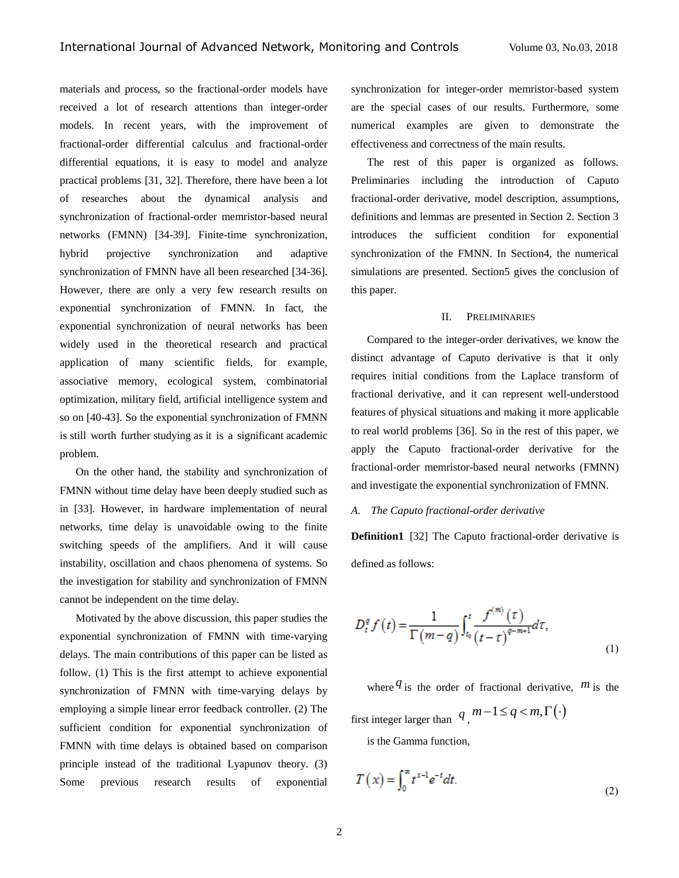materials and process, so the fractional-order models have received a lot of research attentions than integer-order models. In recent years, with the improvement of fractional-order differential calculus and fractional-order differential equations, it is easy to model and analyze practical problems [31, 32]. Therefore, there have been a lot of researches about the dynamical analysis and synchronization of fractional-order memristor-based neural networks (FMNN) [34-39]. Finite-time synchronization, hybrid projective synchronization and adaptive synchronization of FMNN have all been researched [34-36]. However, there are only a very few research results on exponential synchronization of FMNN. In fact, the exponential synchronization of neural networks has been widely used in the theoretical research and practical application of many scientific fields, for example, associative memory, ecological system, combinatorial optimization, military field, artificial intelligence system and so on [40-43]. So the exponential synchronization of FMNN is still worth further studying as it is a significant academic problem.

On the other hand, the stability and synchronization of FMNN without time delay have been deeply studied such as in [33]. However, in hardware implementation of neural networks, time delay is unavoidable owing to the finite switching speeds of the amplifiers. And it will cause instability, oscillation and chaos phenomena of systems. So the investigation for stability and synchronization of FMNN cannot be independent on the time delay.

Motivated by the above discussion, this paper studies the exponential synchronization of FMNN with time-varying delays. The main contributions of this paper can be listed as follow. (1) This is the first attempt to achieve exponential synchronization of FMNN with time-varying delays by employing a simple linear error feedback controller. (2) The sufficient condition for exponential synchronization of FMNN with time delays is obtained based on comparison principle instead of the traditional Lyapunov theory. (3) Some previous research results of exponential synchronization for integer-order memristor-based system are the special cases of our results. Furthermore, some numerical examples are given to demonstrate the effectiveness and correctness of the main results.

The rest of this paper is organized as follows. Preliminaries including the introduction of Caputo fractional-order derivative, model description, assumptions, definitions and lemmas are presented in Section 2. Section 3 introduces the sufficient condition for exponential synchronization of the FMNN. In Section4, the numerical simulations are presented. Section5 gives the conclusion of this paper.

## II. PRELIMINARIES

Compared to the integer-order derivatives, we know the distinct advantage of Caputo derivative is that it only requires initial conditions from the Laplace transform of fractional derivative, and it can represent well-understood features of physical situations and making it more applicable to real world problems [36]. So in the rest of this paper, we apply the Caputo fractional-order derivative for the fractional-order memristor-based neural networks (FMNN) and investigate the exponential synchronization of FMNN.

### A. The Caputo fractional-order derivative

**Definition1** [32] The Caputo fractional-order derivative is defined as follows:

$$D_t^q f(t) = \frac{1}{\Gamma(m-q)} \int_{t_0}^{t} \frac{f^{(m)}(\tau)}{(t-\tau)^{q-m+1}} d\tau, \tag{1}$$

where $q$ is the order of fractional derivative, $m$ is the first integer larger than $q$, $m-1 \le q < m, \Gamma(\cdot)$ is the Gamma function,

$$T(x) = \int_0^\infty t^{x-1} e^{-t} dt. \tag{2}$$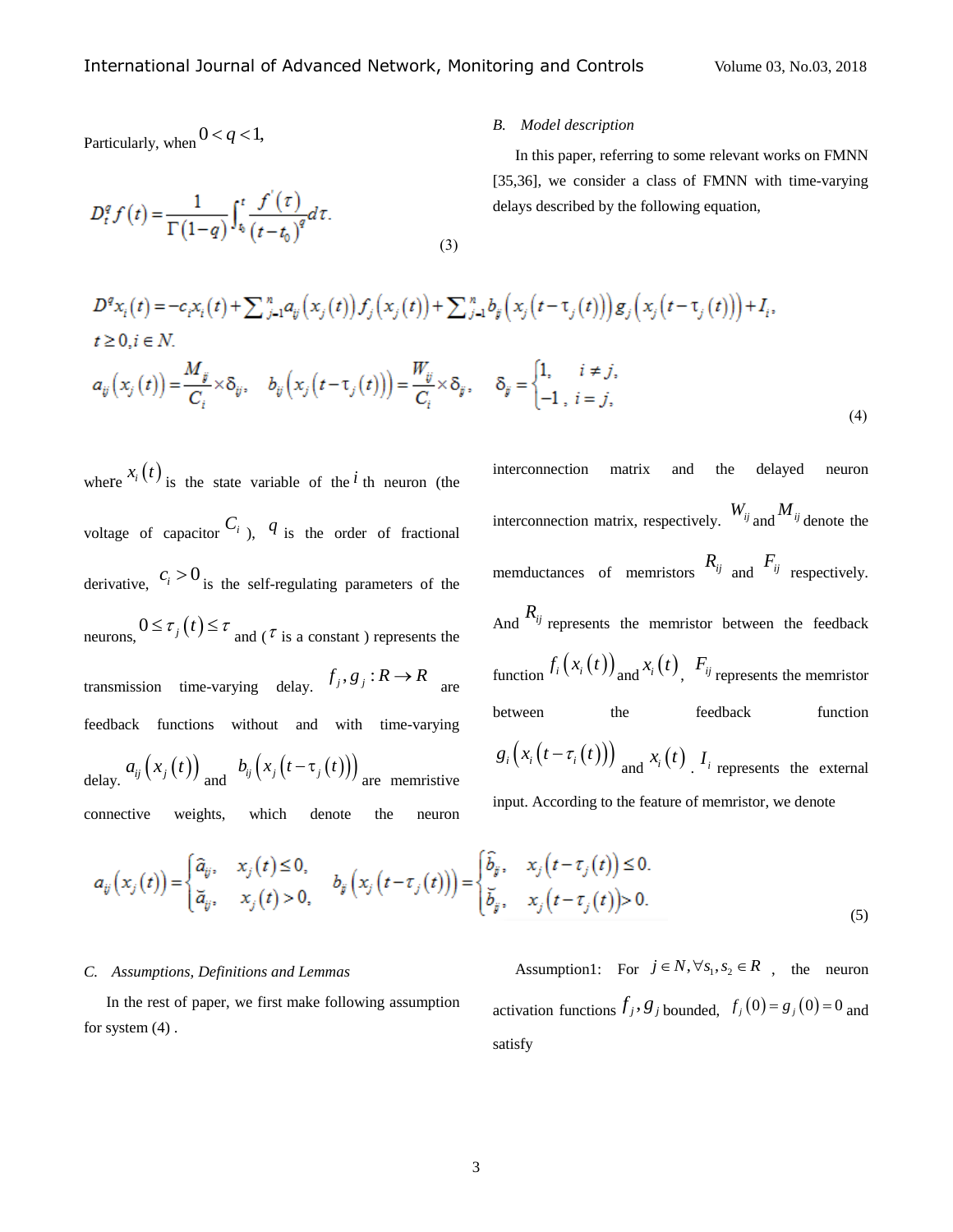Particularly, when $0 < q < 1$,

$$D_t^q f(t) = \frac{1}{\Gamma(1-q)} \int_{t_0}^{t} \frac{f'(\tau)}{(t-t_0)^q} d\tau. \tag{3}$$

### B. Model description

In this paper, referring to some relevant works on FMNN [35,36], we consider a class of FMNN with time-varying delays described by the following equation,

$$
\begin{aligned}
&D^q x_i(t) = -c_i x_i(t) + \sum_{j=1}^{n} a_{ij}(x_j(t)) f_j(x_j(t)) + \sum_{j=1}^{n} b_{ij}(x_j(t-\tau_j(t))) g_j(x_j(t-\tau_j(t))) + I_i, \\
&t \ge 0, i \in N. \\
&a_{ij}(x_j(t)) = \frac{M_{ij}}{C_i} \times \delta_{ij}, \quad b_{ij}(x_j(t-\tau_j(t))) = \frac{W_{ij}}{C_i} \times \delta_{ij}, \quad \delta_{ij} = \begin{cases} 1, & i \ne j, \\ -1, & i = j, \end{cases}
\end{aligned} \tag{4}
$$

where $x_i(t)$ is the state variable of the $i$ th neuron (the voltage of capacitor $C_i$ ), $q$ is the order of fractional derivative, $c_i > 0$ is the self-regulating parameters of the neurons, $0 \le \tau_j(t) \le \tau$ and ( $\tau$ is a constant ) represents the transmission time-varying delay. $f_j, g_j : R \to R$ are feedback functions without and with time-varying delay. $a_{ij}(x_j(t))$ and $b_{ij}(x_j(t-\tau_j(t)))$ are memristive connective weights, which denote the neuron interconnection matrix and the delayed neuron interconnection matrix, respectively. $W_{ij}$ and $M_{ij}$ denote the memductances of memristors $R_{ij}$ and $F_{ij}$ respectively. And $R_{ij}$ represents the memristor between the feedback function $f_i(x_i(t))$ and $x_i(t)$, $F_{ij}$ represents the memristor between the feedback function $g_i(x_i(t-\tau_i(t)))$ and $x_i(t)$. $I_i$ represents the external input. According to the feature of memristor, we denote

$$
a_{ij}(x_j(t)) = \begin{cases} \hat{a}_{ij}, & x_j(t) \le 0, \\ \breve{a}_{ij}, & x_j(t) > 0, \end{cases} \quad b_{ij}(x_j(t-\tau_j(t))) = \begin{cases} \hat{b}_{ij}, & x_j(t-\tau_j(t)) \le 0. \\ \breve{b}_{ij}, & x_j(t-\tau_j(t)) > 0. \end{cases} \tag{5}
$$

### C. Assumptions, Definitions and Lemmas

In the rest of paper, we first make following assumption for system (4) .

Assumption1: For $j \in N, \forall s_1, s_2 \in R$ , the neuron activation functions $f_j, g_j$ bounded, $f_j(0) = g_j(0) = 0$ and satisfy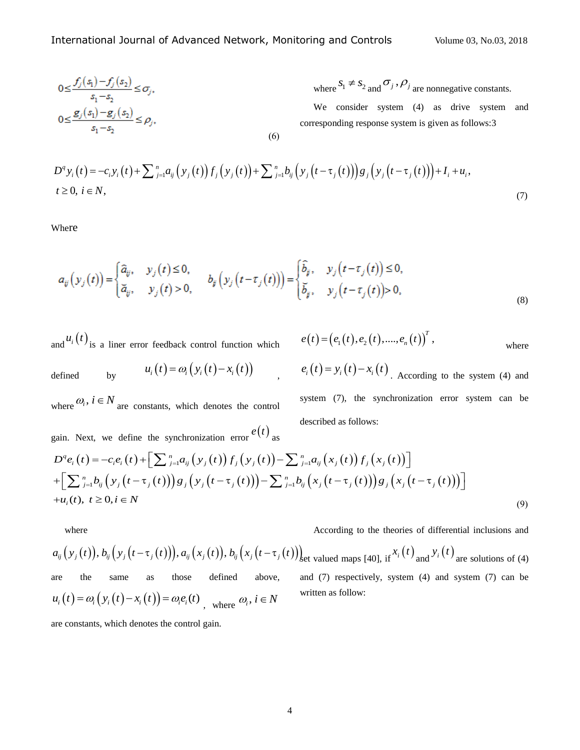$$0 \le \frac{f_j(s_1)-f_j(s_2)}{s_1-s_2} \le \sigma_j,$$
$$0 \le \frac{g_j(s_1)-g_j(s_2)}{s_1-s_2} \le \rho_j, \tag{6}$$

where $s_1 \ne s_2$ and $\sigma_j, \rho_j$ are nonnegative constants.

We consider system (4) as drive system and corresponding response system is given as follows:3

$$D^q y_i(t) = -c_i y_i(t) + \sum_{j=1}^{n} a_{ij}(y_j(t)) f_j(y_j(t)) + \sum_{j=1}^{n} b_{ij}(y_j(t-\tau_j(t))) g_j(y_j(t-\tau_j(t))) + I_i + u_i,$$
$$t \ge 0,\ i \in N, \tag{7}$$

Where

$$a_{ij}(y_j(t)) = \begin{cases} \hat{a}_{ij}, & y_j(t) \le 0, \\ \check{a}_{ij}, & y_j(t) > 0, \end{cases} \quad b_{ij}(y_j(t-\tau_j(t))) = \begin{cases} \hat{b}_{ij}, & y_j(t-\tau_j(t)) \le 0, \\ \check{b}_{ij}, & y_j(t-\tau_j(t)) > 0, \end{cases} \tag{8}$$

and $u_i(t)$ is a liner error feedback control function which defined by $u_i(t) = \omega_i(y_i(t) - x_i(t))$, where $\omega_i,\ i \in N$ are constants, which denotes the control gain. Next, we define the synchronization error $e(t)$ as $e(t) = (e_1(t), e_2(t), ...., e_n(t))^T$, where $e_i(t) = y_i(t) - x_i(t)$. According to the system (4) and system (7), the synchronization error system can be described as follows:

$$D^q e_i(t) = -c_i e_i(t) + \left[\sum_{j=1}^{n} a_{ij}(y_j(t)) f_j(y_j(t)) - \sum_{j=1}^{n} a_{ij}(x_j(t)) f_j(x_j(t))\right]$$
$$+ \left[\sum_{j=1}^{n} b_{ij}(y_j(t-\tau_j(t))) g_j(y_j(t-\tau_j(t))) - \sum_{j=1}^{n} b_{ij}(x_j(t-\tau_j(t))) g_j(x_j(t-\tau_j(t)))\right]$$
$$+ u_i(t),\ t \ge 0, i \in N \tag{9}$$

where $a_{ij}(y_j(t)), b_{ij}(y_j(t-\tau_j(t))), a_{ij}(x_j(t)), b_{ij}(x_j(t-\tau_j(t)))$ are the same as those defined above, $u_i(t) = \omega_i(y_i(t) - x_i(t)) = \omega_i e_i(t)$, where $\omega_i, i \in N$ are constants, which denotes the control gain.

According to the theories of differential inclusions and set valued maps [40], if $x_i(t)$ and $y_i(t)$ are solutions of (4) and (7) respectively, system (4) and system (7) can be written as follow: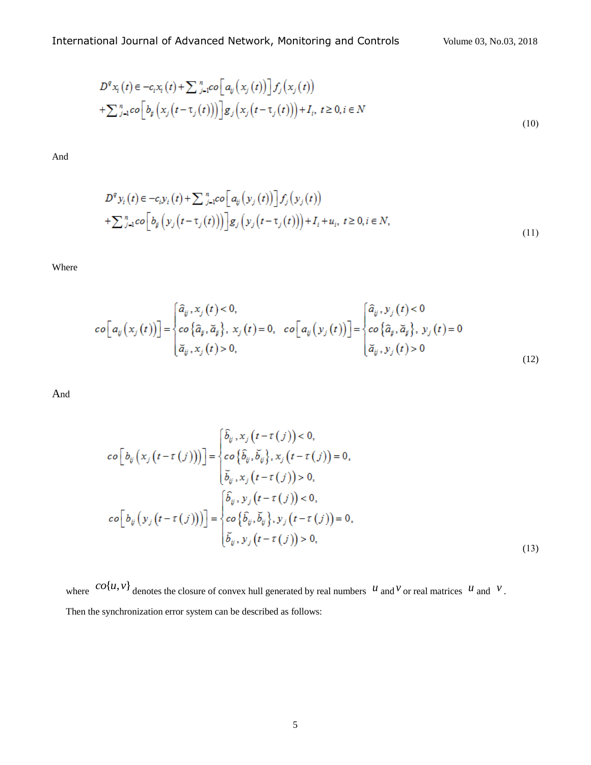$$D^q x_i(t) \in -c_i x_i(t) + \sum_{j=1}^{n} co\left[a_{ij}\left(x_j(t)\right)\right] f_j\left(x_j(t)\right)$$
$$+\sum_{j=1}^{n} co\left[b_{ij}\left(x_j\left(t-\tau_j(t)\right)\right)\right] g_j\left(x_j\left(t-\tau_j(t)\right)\right)+I_i,\ t \geq 0, i \in N \tag{10}$$

And

$$D^q y_i(t) \in -c_i y_i(t) + \sum_{j=1}^{n} co\left[a_{ij}\left(y_j(t)\right)\right] f_j\left(y_j(t)\right)$$
$$+\sum_{j=1}^{n} co\left[b_{ij}\left(y_j\left(t-\tau_j(t)\right)\right)\right] g_j\left(y_j\left(t-\tau_j(t)\right)\right)+I_i+u_i,\ t \geq 0, i \in N, \tag{11}$$

Where

$$co\left[a_{ij}\left(x_j(t)\right)\right] = \begin{cases} \hat{a}_{ij}, x_j(t) < 0, \\ co\left\{\hat{a}_{ij}, \breve{a}_{ij}\right\},\ x_j(t) = 0, \\ \breve{a}_{ij}, x_j(t) > 0, \end{cases} \quad co\left[a_{ij}\left(y_j(t)\right)\right] = \begin{cases} \hat{a}_{ij}, y_j(t) < 0 \\ co\left\{\hat{a}_{ij}, \breve{a}_{ij}\right\},\ y_j(t) = 0 \\ \breve{a}_{ij}, y_j(t) > 0 \end{cases} \tag{12}$$

And

$$co\left[b_{ij}\left(x_j\left(t-\tau(j)\right)\right)\right] = \begin{cases} \hat{b}_{ij}, x_j\left(t-\tau(j)\right) < 0, \\ co\left\{\hat{b}_{ij}, \breve{b}_{ij}\right\}, x_j\left(t-\tau(j)\right) = 0, \\ \breve{b}_{ij}, x_j\left(t-\tau(j)\right) > 0, \end{cases}$$
$$co\left[b_{ij}\left(y_j\left(t-\tau(j)\right)\right)\right] = \begin{cases} \hat{b}_{ij}, y_j\left(t-\tau(j)\right) < 0, \\ co\left\{\hat{b}_{ij}, \breve{b}_{ij}\right\}, y_j\left(t-\tau(j)\right) = 0, \\ \breve{b}_{ij}, y_j\left(t-\tau(j)\right) > 0, \end{cases} \tag{13}$$

where $co\{u, v\}$ denotes the closure of convex hull generated by real numbers $u$ and $v$ or real matrices $u$ and $v$.

Then the synchronization error system can be described as follows: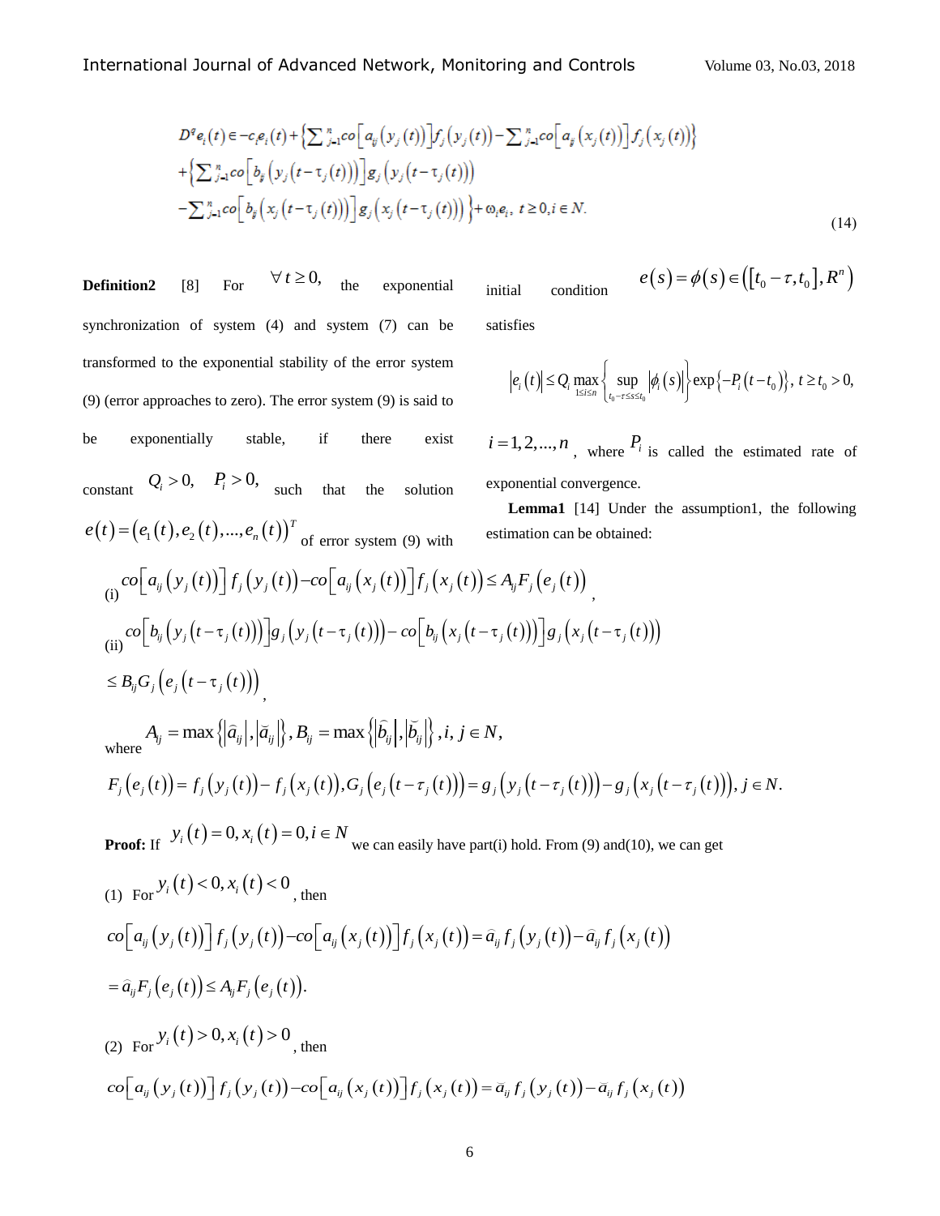$$
\begin{aligned}
D^q e_i(t) \in & -c_i e_i(t) + \left\{ \sum_{j=1}^{n} co\left[a_{ij}\left(y_j(t)\right)\right] f_j\left(y_j(t)\right) - \sum_{j=1}^{n} co\left[a_{ij}\left(x_j(t)\right)\right] f_j\left(x_j(t)\right) \right\} \\
& + \left\{ \sum_{j=1}^{n} co\left[b_{ij}\left(y_j\left(t-\tau_j(t)\right)\right)\right] g_j\left(y_j\left(t-\tau_j(t)\right)\right) \right. \\
& \left. - \sum_{j=1}^{n} co\left[b_{ij}\left(x_j\left(t-\tau_j(t)\right)\right)\right] g_j\left(x_j\left(t-\tau_j(t)\right)\right) \right\} + \omega_i e_i,\ t \ge 0, i \in N.
\end{aligned} \tag{14}
$$

**Definition2** [8] For $\forall t \ge 0,$ the exponential synchronization of system (4) and system (7) can be transformed to the exponential stability of the error system (9) (error approaches to zero). The error system (9) is said to be exponentially stable, if there exist constant $Q_i > 0, \quad P_i > 0,$ such that the solution $e(t) = \left(e_1(t), e_2(t), ..., e_n(t)\right)^T$ of error system (9) with initial condition $e(s) = \phi(s) \in \left(\left[t_0 - \tau, t_0\right], R^n\right)$ satisfies

$$
\left|e_i(t)\right| \le Q_i \max_{1 \le i \le n} \left\{ \sup_{t_0 - \tau \le s \le t_0} \left|\phi_i(s)\right| \right\} \exp\left\{-P_i\left(t - t_0\right)\right\},\ t \ge t_0 > 0,
$$

$i = 1, 2, ..., n$, where $P_i$ is called the estimated rate of exponential convergence.

**Lemma1** [14] Under the assumption1, the following estimation can be obtained:

(i) $co\left[a_{ij}\left(y_j(t)\right)\right] f_j\left(y_j(t)\right) - co\left[a_{ij}\left(x_j(t)\right)\right] f_j\left(x_j(t)\right) \le A_{ij} F_j\left(e_j(t)\right)$,

(ii) $co\left[b_{ij}\left(y_j\left(t-\tau_j(t)\right)\right)\right] g_j\left(y_j\left(t-\tau_j(t)\right)\right) - co\left[b_{ij}\left(x_j\left(t-\tau_j(t)\right)\right)\right] g_j\left(x_j\left(t-\tau_j(t)\right)\right)$

$\le B_{ij} G_j\left(e_j\left(t-\tau_j(t)\right)\right)$,

where $A_{ij} = \max\left\{\left|\hat{a}_{ij}\right|, \left|\breve{a}_{ij}\right|\right\}, B_{ij} = \max\left\{\left|\hat{b}_{ij}\right|, \left|\breve{b}_{ij}\right|\right\}, i, j \in N,$

$$
F_j\left(e_j(t)\right) = f_j\left(y_j(t)\right) - f_j\left(x_j(t)\right), G_j\left(e_j\left(t-\tau_j(t)\right)\right) = g_j\left(y_j\left(t-\tau_j(t)\right)\right) - g_j\left(x_j\left(t-\tau_j(t)\right)\right), j \in N.
$$

**Proof:** If $y_i(t) = 0, x_i(t) = 0, i \in N$ we can easily have part(i) hold. From (9) and(10), we can get

(1) For $y_i(t) < 0, x_i(t) < 0$, then

$$
co\left[a_{ij}\left(y_j(t)\right)\right] f_j\left(y_j(t)\right) - co\left[a_{ij}\left(x_j(t)\right)\right] f_j\left(x_j(t)\right) = \hat{a}_{ij} f_j\left(y_j(t)\right) - \hat{a}_{ij} f_j\left(x_j(t)\right)
$$

$$
= \hat{a}_{ij} F_j\left(e_j(t)\right) \le A_{ij} F_j\left(e_j(t)\right).
$$

(2) For $y_i(t) > 0, x_i(t) > 0$, then

$$
co\left[a_{ij}\left(y_j(t)\right)\right] f_j\left(y_j(t)\right) - co\left[a_{ij}\left(x_j(t)\right)\right] f_j\left(x_j(t)\right) = \bar{a}_{ij} f_j\left(y_j(t)\right) - \bar{a}_{ij} f_j\left(x_j(t)\right)
$$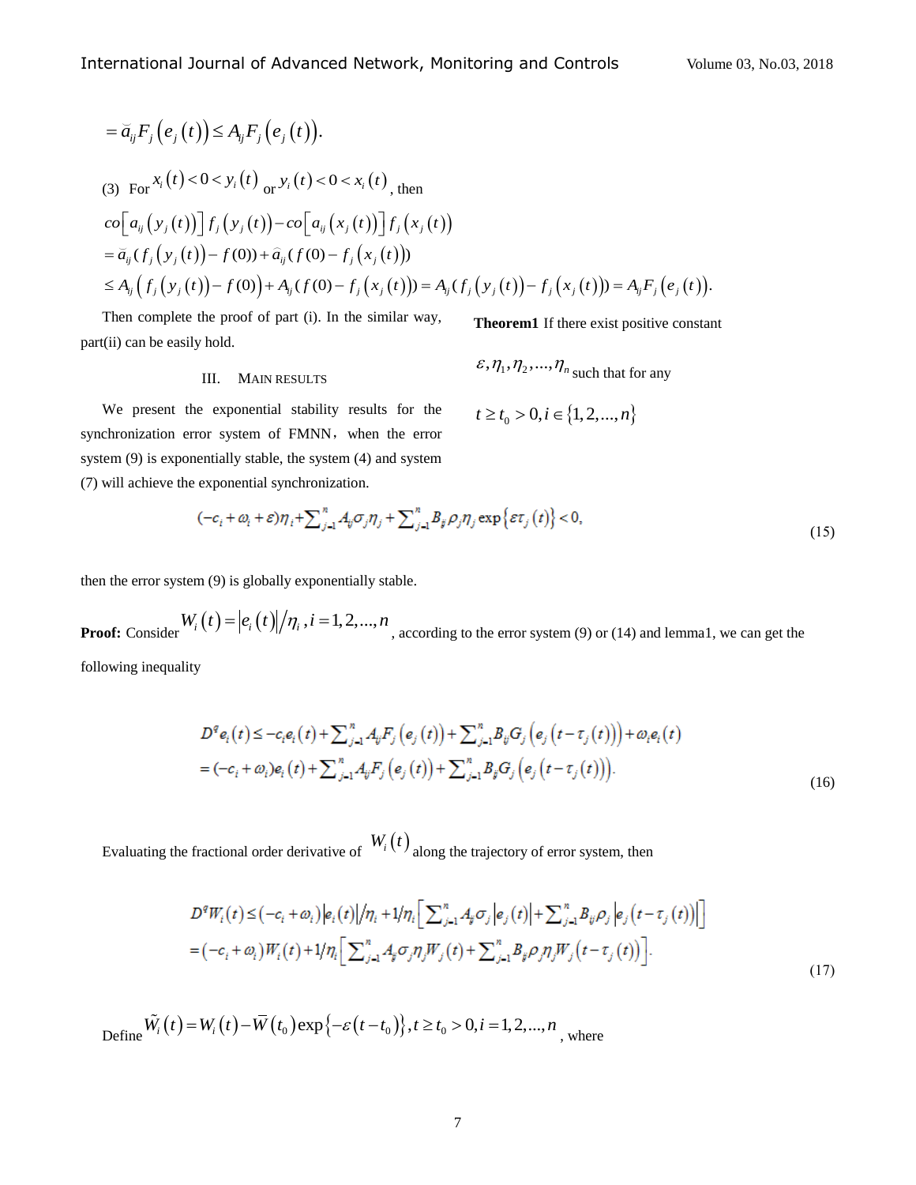$$= \breve{a}_{ij} F_j\left(e_j(t)\right) \le A_{ij} F_j\left(e_j(t)\right).$$

(3) For $x_i(t) < 0 < y_i(t)$ or $y_i(t) < 0 < x_i(t)$, then

$$\begin{aligned}
& co\left[a_{ij}\left(y_j(t)\right)\right] f_j\left(y_j(t)\right) - co\left[a_{ij}\left(x_j(t)\right)\right] f_j\left(x_j(t)\right) \\
&= \bar{a}_{ij}(f_j\left(y_j(t)\right) - f(0)) + \hat{a}_{ij}(f(0) - f_j\left(x_j(t)\right)) \\
&\le A_{ij}\left(f_j\left(y_j(t)\right) - f(0)\right) + A_{ij}(f(0) - f_j\left(x_j(t)\right)) = A_{ij}(f_j\left(y_j(t)\right) - f_j\left(x_j(t)\right)) = A_{ij} F_j\left(e_j(t)\right).
\end{aligned}$$

Then complete the proof of part (i). In the similar way, part(ii) can be easily hold.

## III. MAIN RESULTS

We present the exponential stability results for the synchronization error system of FMNN, when the error system (9) is exponentially stable, the system (4) and system (7) will achieve the exponential synchronization.

**Theorem1** If there exist positive constant $\varepsilon, \eta_1, \eta_2, ..., \eta_n$ such that for any $t \ge t_0 > 0, i \in \{1, 2, ..., n\}$

$$(-c_i + \omega_i + \varepsilon)\eta_i + \sum_{j=1}^{n} A_{ij}\sigma_j\eta_j + \sum_{j=1}^{n} B_{ij}\rho_j\eta_j \exp\left\{\varepsilon\tau_j(t)\right\} < 0, \tag{15}$$

then the error system (9) is globally exponentially stable.

**Proof:** Consider $W_i(t) = \left|e_i(t)\right| / \eta_i, i = 1, 2, ..., n$, according to the error system (9) or (14) and lemma1, we can get the following inequality

$$\begin{aligned}
D^q e_i(t) &\le -c_i e_i(t) + \sum_{j=1}^{n} A_{ij} F_j\left(e_j(t)\right) + \sum_{j=1}^{n} B_{ij} G_j\left(e_j\left(t - \tau_j(t)\right)\right) + \omega_i e_i(t) \\
&= (-c_i + \omega_i) e_i(t) + \sum_{j=1}^{n} A_{ij} F_j\left(e_j(t)\right) + \sum_{j=1}^{n} B_{ij} G_j\left(e_j\left(t - \tau_j(t)\right)\right).
\end{aligned} \tag{16}$$

Evaluating the fractional order derivative of $W_i(t)$ along the trajectory of error system, then

$$\begin{aligned}
D^q W_i(t) &\le (-c_i + \omega_i)\left|e_i(t)\right| / \eta_i + 1/\eta_i\left[\sum_{j=1}^{n} A_{ij}\sigma_j\left|e_j(t)\right| + \sum_{j=1}^{n} B_{ij}\rho_j\left|e_j\left(t - \tau_j(t)\right)\right|\right] \\
&= (-c_i + \omega_i) W_i(t) + 1/\eta_i\left[\sum_{j=1}^{n} A_{ij}\sigma_j\eta_j W_j(t) + \sum_{j=1}^{n} B_{ij}\rho_j\eta_j W_j\left(t - \tau_j(t)\right)\right].
\end{aligned} \tag{17}$$

Define $\tilde{W}_i(t) = W_i(t) - \bar{W}(t_0)\exp\left\{-\varepsilon(t - t_0)\right\}, t \ge t_0 > 0, i = 1, 2, ..., n$, where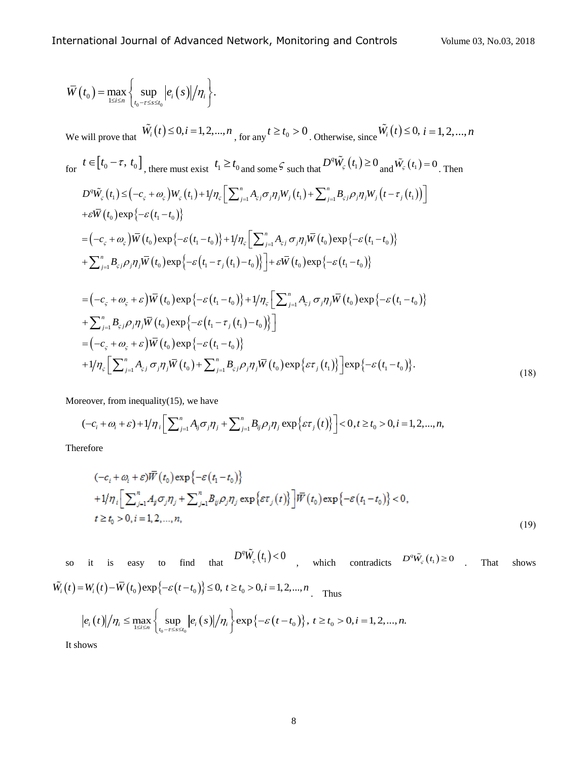$$\overline{W}(t_0) = \max_{1\le i\le n}\left\{\sup_{t_0-\tau\le s\le t_0}|e_i(s)|/\eta_i\right\}.$$

We will prove that $\tilde{W}_i(t)\le 0, i=1,2,...,n$, for any $t\ge t_0>0$. Otherwise, since $\tilde{W}_i(t)\le 0,\ i=1,2,...,n$ for $t\in[t_0-\tau,\ t_0]$, there must exist $t_1\ge t_0$ and some $\varsigma$ such that $D^q\tilde{W}_\varsigma(t_1)\ge 0$ and $\tilde{W}_\varsigma(t_1)=0$. Then

$$
\begin{aligned}
D^q\tilde{W}_\varsigma(t_1) &\le (-c_\varsigma+\omega_\varsigma)W_\varsigma(t_1)+1/\eta_\varsigma\left[\sum_{j=1}^n A_{\varsigma j}\sigma_j\eta_j W_j(t_1)+\sum_{j=1}^n B_{\varsigma j}\rho_j\eta_j W_j(t-\tau_j(t_1))\right] \\
&\quad +\varepsilon\overline{W}(t_0)\exp\{-\varepsilon(t_1-t_0)\} \\
&=(-c_\varsigma+\omega_\varsigma)\overline{W}(t_0)\exp\{-\varepsilon(t_1-t_0)\}+1/\eta_\varsigma\left[\sum_{j=1}^n A_{\varsigma j}\sigma_j\eta_j\overline{W}(t_0)\exp\{-\varepsilon(t_1-t_0)\}\right. \\
&\quad \left.+\sum_{j=1}^n B_{\varsigma j}\rho_j\eta_j\overline{W}(t_0)\exp\{-\varepsilon(t_1-\tau_j(t_1)-t_0)\}\right]+\varepsilon\overline{W}(t_0)\exp\{-\varepsilon(t_1-t_0)\} \\
&=(-c_\varsigma+\omega_\varsigma+\varepsilon)\overline{W}(t_0)\exp\{-\varepsilon(t_1-t_0)\}+1/\eta_\varsigma\left[\sum_{j=1}^n A_{\varsigma j}\sigma_j\eta_j\overline{W}(t_0)\exp\{-\varepsilon(t_1-t_0)\}\right. \\
&\quad \left.+\sum_{j=1}^n B_{\varsigma j}\rho_j\eta_j\overline{W}(t_0)\exp\{-\varepsilon(t_1-\tau_j(t_1)-t_0)\}\right] \\
&=(-c_\varsigma+\omega_\varsigma+\varepsilon)\overline{W}(t_0)\exp\{-\varepsilon(t_1-t_0)\} \\
&\quad +1/\eta_\varsigma\left[\sum_{j=1}^n A_{\varsigma j}\sigma_j\eta_j\overline{W}(t_0)+\sum_{j=1}^n B_{\varsigma j}\rho_j\eta_j\overline{W}(t_0)\exp\{\varepsilon\tau_j(t_1)\}\right]\exp\{-\varepsilon(t_1-t_0)\}.
\end{aligned} \tag{18}
$$

Moreover, from inequality(15), we have

$$(-c_i+\omega_i+\varepsilon)+1/\eta_i\left[\sum_{j=1}^n A_{ij}\sigma_j\eta_j+\sum_{j=1}^n B_{ij}\rho_j\eta_j\exp\{\varepsilon\tau_j(t)\}\right]<0, t\ge t_0>0, i=1,2,...,n,$$

Therefore

$$
\begin{aligned}
&(-c_i+\omega_i+\varepsilon)\overline{W}(t_0)\exp\{-\varepsilon(t_1-t_0)\} \\
&+1/\eta_i\left[\sum_{j=1}^n A_{ij}\sigma_j\eta_j+\sum_{j=1}^n B_{ij}\rho_j\eta_j\exp\{\varepsilon\tau_j(t)\}\right]\overline{W}(t_0)\exp\{-\varepsilon(t_1-t_0)\}<0, \\
&t\ge t_0>0, i=1,2,...,n,
\end{aligned} \tag{19}
$$

so it is easy to find that $D^q\tilde{W}_\varsigma(t_1)<0$, which contradicts $D^q\tilde{W}_\varsigma(t_1)\ge 0$. That shows $\tilde{W}_i(t)=W_i(t)-\overline{W}(t_0)\exp\{-\varepsilon(t-t_0)\}\le 0,\ t\ge t_0>0, i=1,2,...,n$. Thus

$$|e_i(t)|/\eta_i\le\max_{1\le i\le n}\left\{\sup_{t_0-\tau\le s\le t_0}|e_i(s)|/\eta_i\right\}\exp\{-\varepsilon(t-t_0)\},\ t\ge t_0>0, i=1,2,...,n.$$

It shows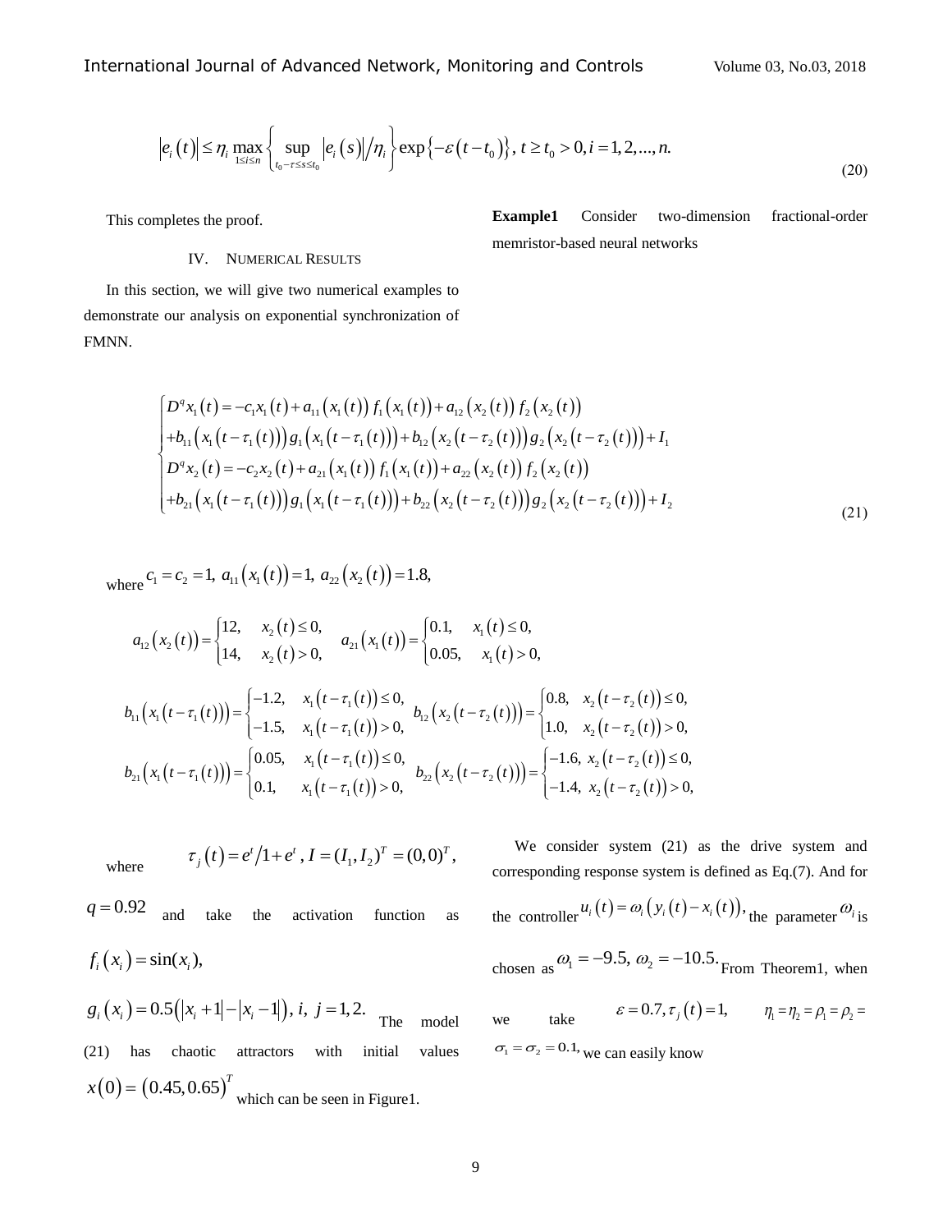$$\left|e_i(t)\right| \le \eta_i \max_{1\le i\le n}\left\{\sup_{t_0-\tau\le s\le t_0}\left|e_i(s)\right|/\eta_i\right\}\exp\left\{-\varepsilon\left(t-t_0\right)\right\},\ t\ge t_0>0, i=1,2,...,n. \tag{20}$$

This completes the proof.

## IV. NUMERICAL RESULTS

In this section, we will give two numerical examples to demonstrate our analysis on exponential synchronization of FMNN.

**Example1** Consider two-dimension fractional-order memristor-based neural networks

$$\begin{cases} D^q x_1(t) = -c_1 x_1(t) + a_{11}\left(x_1(t)\right) f_1\left(x_1(t)\right) + a_{12}\left(x_2(t)\right) f_2\left(x_2(t)\right) \\ +b_{11}\left(x_1\left(t-\tau_1(t)\right)\right) g_1\left(x_1\left(t-\tau_1(t)\right)\right) + b_{12}\left(x_2\left(t-\tau_2(t)\right)\right) g_2\left(x_2\left(t-\tau_2(t)\right)\right) + I_1 \\ D^q x_2(t) = -c_2 x_2(t) + a_{21}\left(x_1(t)\right) f_1\left(x_1(t)\right) + a_{22}\left(x_2(t)\right) f_2\left(x_2(t)\right) \\ +b_{21}\left(x_1\left(t-\tau_1(t)\right)\right) g_1\left(x_1\left(t-\tau_1(t)\right)\right) + b_{22}\left(x_2\left(t-\tau_2(t)\right)\right) g_2\left(x_2\left(t-\tau_2(t)\right)\right) + I_2 \end{cases} \tag{21}$$

where $c_1 = c_2 = 1,\ a_{11}\left(x_1(t)\right) = 1,\ a_{22}\left(x_2(t)\right) = 1.8,$

$$a_{12}\left(x_2(t)\right) = \begin{cases} 12, & x_2(t) \le 0, \\ 14, & x_2(t) > 0, \end{cases} \quad a_{21}\left(x_1(t)\right) = \begin{cases} 0.1, & x_1(t) \le 0, \\ 0.05, & x_1(t) > 0, \end{cases}$$

$$b_{11}\left(x_1\left(t-\tau_1(t)\right)\right) = \begin{cases} -1.2, & x_1\left(t-\tau_1(t)\right) \le 0, \\ -1.5, & x_1\left(t-\tau_1(t)\right) > 0, \end{cases} \quad b_{12}\left(x_2\left(t-\tau_2(t)\right)\right) = \begin{cases} 0.8, & x_2\left(t-\tau_2(t)\right) \le 0, \\ 1.0, & x_2\left(t-\tau_2(t)\right) > 0, \end{cases}$$

$$b_{21}\left(x_1\left(t-\tau_1(t)\right)\right) = \begin{cases} 0.05, & x_1\left(t-\tau_1(t)\right) \le 0, \\ 0.1, & x_1\left(t-\tau_1(t)\right) > 0, \end{cases} \quad b_{22}\left(x_2\left(t-\tau_2(t)\right)\right) = \begin{cases} -1.6, & x_2\left(t-\tau_2(t)\right) \le 0, \\ -1.4, & x_2\left(t-\tau_2(t)\right) > 0, \end{cases}$$

where $\tau_j(t) = e^t/1+e^t,\ I = (I_1, I_2)^T = (0,0)^T,$ $q = 0.92$ and take the activation function as $f_i(x_i) = \sin(x_i),$ $g_i(x_i) = 0.5\left(\left|x_i+1\right| - \left|x_i-1\right|\right),\ i,\ j = 1,2.$ The model (21) has chaotic attractors with initial values $x(0) = (0.45, 0.65)^T$ which can be seen in Figure1.

We consider system (21) as the drive system and corresponding response system is defined as Eq.(7). And for the controller $u_i(t) = \omega_i\left(y_i(t) - x_i(t)\right),$ the parameter $\omega_i$ is chosen as $\omega_1 = -9.5,\ \omega_2 = -10.5.$ From Theorem1, when we take $\varepsilon = 0.7, \tau_j(t) = 1,$ $\eta_1 = \eta_2 = \rho_1 = \rho_2 =$ $\sigma_1 = \sigma_2 = 0.1,$ we can easily know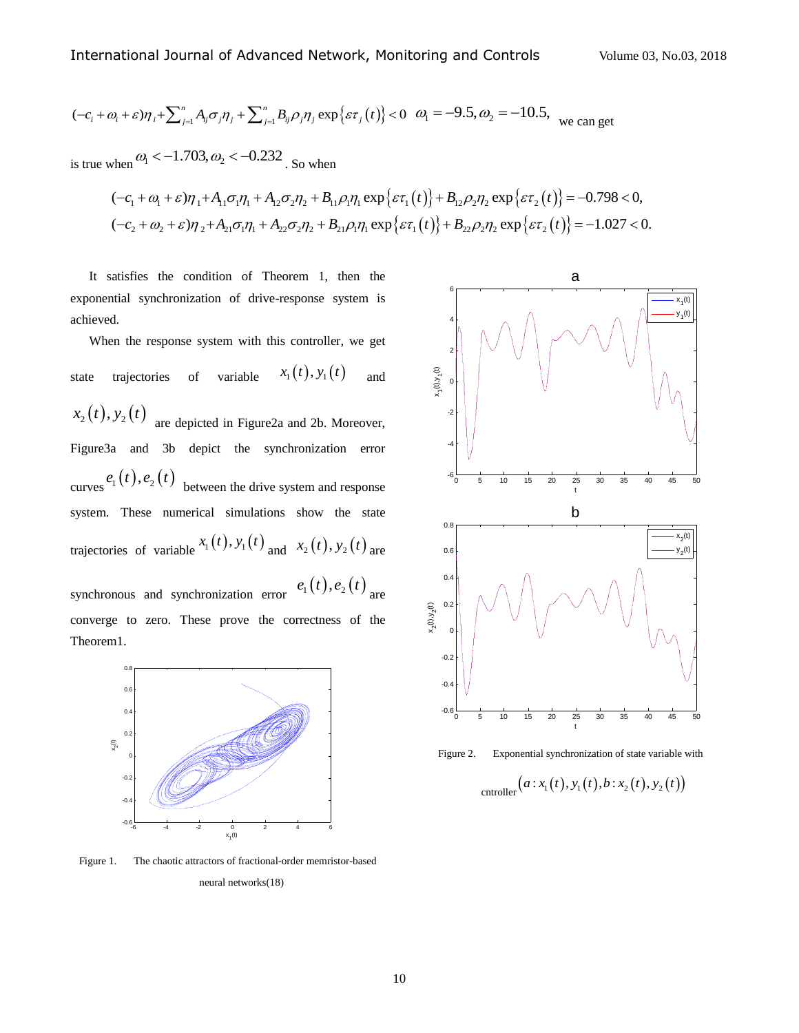$(-c_i+\omega_i+\varepsilon)\eta_i+\sum_{j=1}^{n}A_{ij}\sigma_j\eta_j+\sum_{j=1}^{n}B_{ij}\rho_j\eta_j\exp\{\varepsilon\tau_j(t)\}<0$ $\omega_1=-9.5,\omega_2=-10.5,$ we can get

is true when $\omega_1<-1.703,\omega_2<-0.232$. So when

$$(-c_1+\omega_1+\varepsilon)\eta_1+A_{11}\sigma_1\eta_1+A_{12}\sigma_2\eta_2+B_{11}\rho_1\eta_1\exp\{\varepsilon\tau_1(t)\}+B_{12}\rho_2\eta_2\exp\{\varepsilon\tau_2(t)\}=-0.798<0,$$
$$(-c_2+\omega_2+\varepsilon)\eta_2+A_{21}\sigma_1\eta_1+A_{22}\sigma_2\eta_2+B_{21}\rho_1\eta_1\exp\{\varepsilon\tau_1(t)\}+B_{22}\rho_2\eta_2\exp\{\varepsilon\tau_2(t)\}=-1.027<0.$$

It satisfies the condition of Theorem 1, then the exponential synchronization of drive-response system is achieved.

When the response system with this controller, we get state trajectories of variable $x_1(t),y_1(t)$ and $x_2(t),y_2(t)$ are depicted in Figure2a and 2b. Moreover, Figure3a and 3b depict the synchronization error curves $e_1(t),e_2(t)$ between the drive system and response system. These numerical simulations show the state trajectories of variable $x_1(t),y_1(t)$ and $x_2(t),y_2(t)$ are synchronous and synchronization error $e_1(t),e_2(t)$ are converge to zero. These prove the correctness of the Theorem1.

Figure 1. The chaotic attractors of fractional-order memristor-based neural networks(18)

Figure 2. Exponential synchronization of state variable with cntroller $(a:x_1(t),y_1(t),b:x_2(t),y_2(t))$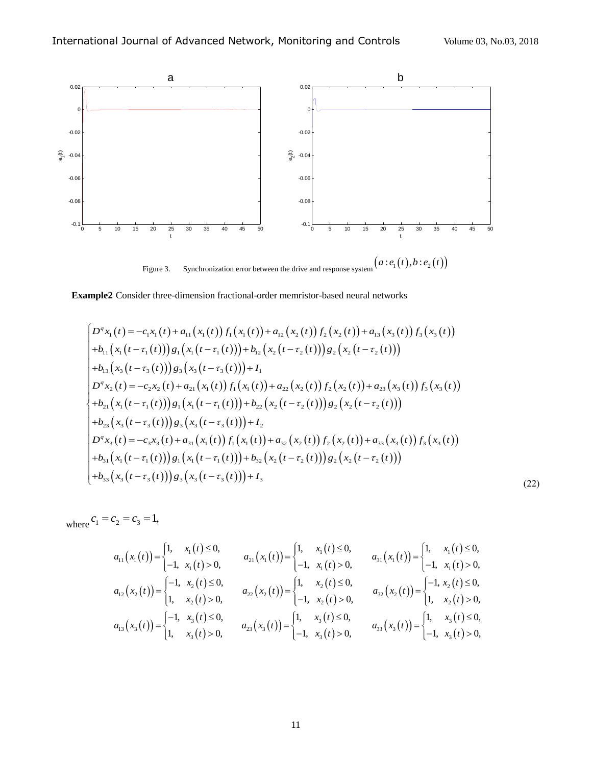Figure 3. Synchronization error between the drive and response system $\left(a: e_1(t), b: e_2(t)\right)$

**Example2** Consider three-dimension fractional-order memristor-based neural networks

$$
\begin{cases}
D^q x_1(t) = -c_1 x_1(t) + a_{11}(x_1(t)) f_1(x_1(t)) + a_{12}(x_2(t)) f_2(x_2(t)) + a_{13}(x_3(t)) f_3(x_3(t)) \\
+ b_{11}(x_1(t-\tau_1(t))) g_1(x_1(t-\tau_1(t))) + b_{12}(x_2(t-\tau_2(t))) g_2(x_2(t-\tau_2(t))) \\
+ b_{13}(x_3(t-\tau_3(t))) g_3(x_3(t-\tau_3(t))) + I_1 \\
D^q x_2(t) = -c_2 x_2(t) + a_{21}(x_1(t)) f_1(x_1(t)) + a_{22}(x_2(t)) f_2(x_2(t)) + a_{23}(x_3(t)) f_3(x_3(t)) \\
+ b_{21}(x_1(t-\tau_1(t))) g_1(x_1(t-\tau_1(t))) + b_{22}(x_2(t-\tau_2(t))) g_2(x_2(t-\tau_2(t))) \\
+ b_{23}(x_3(t-\tau_3(t))) g_3(x_3(t-\tau_3(t))) + I_2 \\
D^q x_3(t) = -c_3 x_3(t) + a_{31}(x_1(t)) f_1(x_1(t)) + a_{32}(x_2(t)) f_2(x_2(t)) + a_{33}(x_3(t)) f_3(x_3(t)) \\
+ b_{31}(x_1(t-\tau_1(t))) g_1(x_1(t-\tau_1(t))) + b_{32}(x_2(t-\tau_2(t))) g_2(x_2(t-\tau_2(t))) \\
+ b_{33}(x_3(t-\tau_3(t))) g_3(x_3(t-\tau_3(t))) + I_3
\end{cases}
\tag{22}
$$

where $c_1 = c_2 = c_3 = 1,$

$$
a_{11}(x_1(t)) = \begin{cases} 1, & x_1(t) \le 0, \\ -1, & x_1(t) > 0, \end{cases} \quad
a_{21}(x_1(t)) = \begin{cases} 1, & x_1(t) \le 0, \\ -1, & x_1(t) > 0, \end{cases} \quad
a_{31}(x_1(t)) = \begin{cases} 1, & x_1(t) \le 0, \\ -1, & x_1(t) > 0, \end{cases}
$$

$$
a_{12}(x_2(t)) = \begin{cases} -1, & x_2(t) \le 0, \\ 1, & x_2(t) > 0, \end{cases} \quad
a_{22}(x_2(t)) = \begin{cases} 1, & x_2(t) \le 0, \\ -1, & x_2(t) > 0, \end{cases} \quad
a_{32}(x_2(t)) = \begin{cases} -1, & x_2(t) \le 0, \\ 1, & x_2(t) > 0, \end{cases}
$$

$$
a_{13}(x_3(t)) = \begin{cases} -1, & x_3(t) \le 0, \\ 1, & x_3(t) > 0, \end{cases} \quad
a_{23}(x_3(t)) = \begin{cases} 1, & x_3(t) \le 0, \\ -1, & x_3(t) > 0, \end{cases} \quad
a_{33}(x_3(t)) = \begin{cases} 1, & x_3(t) \le 0, \\ -1, & x_3(t) > 0, \end{cases}
$$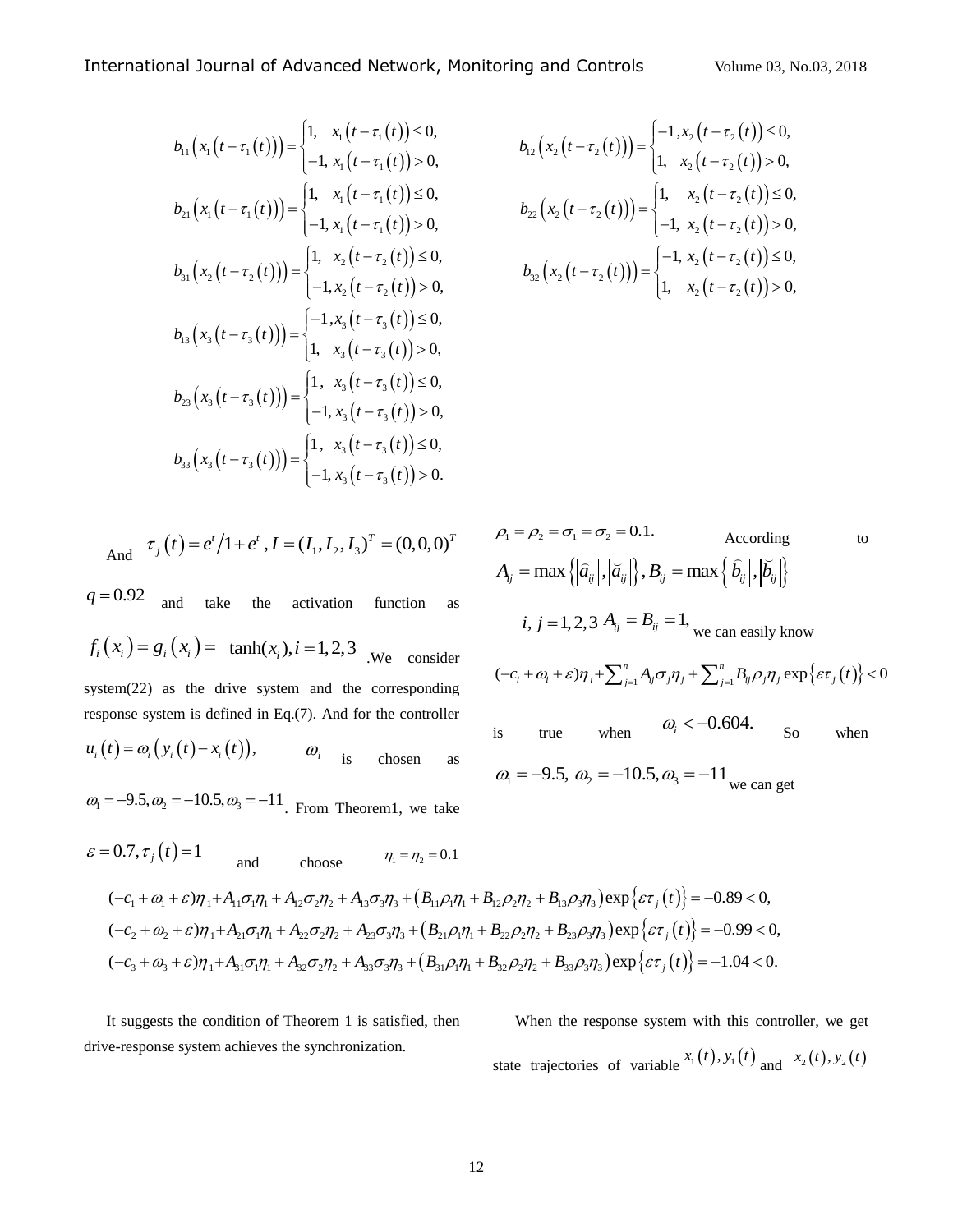$$b_{11}\left(x_1\left(t-\tau_1(t)\right)\right)=\begin{cases}1, & x_1\left(t-\tau_1(t)\right)\le 0,\\ -1, & x_1\left(t-\tau_1(t)\right)>0,\end{cases}\qquad b_{12}\left(x_2\left(t-\tau_2(t)\right)\right)=\begin{cases}-1, & x_2\left(t-\tau_2(t)\right)\le 0,\\ 1, & x_2\left(t-\tau_2(t)\right)>0,\end{cases}$$

$$b_{21}\left(x_1\left(t-\tau_1(t)\right)\right)=\begin{cases}1, & x_1\left(t-\tau_1(t)\right)\le 0,\\ -1, & x_1\left(t-\tau_1(t)\right)>0,\end{cases}\qquad b_{22}\left(x_2\left(t-\tau_2(t)\right)\right)=\begin{cases}1, & x_2\left(t-\tau_2(t)\right)\le 0,\\ -1, & x_2\left(t-\tau_2(t)\right)>0,\end{cases}$$

$$b_{31}\left(x_2\left(t-\tau_2(t)\right)\right)=\begin{cases}1, & x_2\left(t-\tau_2(t)\right)\le 0,\\ -1, & x_2\left(t-\tau_2(t)\right)>0,\end{cases}\qquad b_{32}\left(x_2\left(t-\tau_2(t)\right)\right)=\begin{cases}-1, & x_2\left(t-\tau_2(t)\right)\le 0,\\ 1, & x_2\left(t-\tau_2(t)\right)>0,\end{cases}$$

$$b_{13}\left(x_3\left(t-\tau_3(t)\right)\right)=\begin{cases}-1, & x_3\left(t-\tau_3(t)\right)\le 0,\\ 1, & x_3\left(t-\tau_3(t)\right)>0,\end{cases}$$

$$b_{23}\left(x_3\left(t-\tau_3(t)\right)\right)=\begin{cases}1, & x_3\left(t-\tau_3(t)\right)\le 0,\\ -1, & x_3\left(t-\tau_3(t)\right)>0,\end{cases}$$

$$b_{33}\left(x_3\left(t-\tau_3(t)\right)\right)=\begin{cases}1, & x_3\left(t-\tau_3(t)\right)\le 0,\\ -1, & x_3\left(t-\tau_3(t)\right)>0.\end{cases}$$

And $\tau_j(t)=e^t/1+e^t$, $I=(I_1,I_2,I_3)^T=(0,0,0)^T$ $q=0.92$ and take the activation function as $f_i(x_i)=g_i(x_i)=\tanh(x_i), i=1,2,3$. We consider system(22) as the drive system and the corresponding response system is defined in Eq.(7). And for the controller $u_i(t)=\omega_i\left(y_i(t)-x_i(t)\right)$, $\omega_i$ is chosen as $\omega_1=-9.5,\omega_2=-10.5,\omega_3=-11$. From Theorem1, we take $\varepsilon=0.7,\tau_j(t)=1$ and choose $\eta_1=\eta_2=0.1$ $\rho_1=\rho_2=\sigma_1=\sigma_2=0.1.$ According to $A_{ij}=\max\left\{\left|\hat{a}_{ij}\right|,\left|\check{a}_{ij}\right|\right\}, B_{ij}=\max\left\{\left|\hat{b}_{ij}\right|,\left|\check{b}_{ij}\right|\right\}$ $i,j=1,2,3$ $A_{ij}=B_{ij}=1,$ we can easily know

$$(-c_i+\omega_i+\varepsilon)\eta_i+\sum_{j=1}^{n}A_{ij}\sigma_j\eta_j+\sum_{j=1}^{n}B_{ij}\rho_j\eta_j\exp\left\{\varepsilon\tau_j(t)\right\}<0$$

is true when $\omega_i<-0.604.$ So when $\omega_1=-9.5,\ \omega_2=-10.5,\omega_3=-11$ we can get

$$(-c_1+\omega_1+\varepsilon)\eta_1+A_{11}\sigma_1\eta_1+A_{12}\sigma_2\eta_2+A_{13}\sigma_3\eta_3+\left(B_{11}\rho_1\eta_1+B_{12}\rho_2\eta_2+B_{13}\rho_3\eta_3\right)\exp\left\{\varepsilon\tau_j(t)\right\}=-0.89<0,$$
$$(-c_2+\omega_2+\varepsilon)\eta_1+A_{21}\sigma_1\eta_1+A_{22}\sigma_2\eta_2+A_{23}\sigma_3\eta_3+\left(B_{21}\rho_1\eta_1+B_{22}\rho_2\eta_2+B_{23}\rho_3\eta_3\right)\exp\left\{\varepsilon\tau_j(t)\right\}=-0.99<0,$$
$$(-c_3+\omega_3+\varepsilon)\eta_1+A_{31}\sigma_1\eta_1+A_{32}\sigma_2\eta_2+A_{33}\sigma_3\eta_3+\left(B_{31}\rho_1\eta_1+B_{32}\rho_2\eta_2+B_{33}\rho_3\eta_3\right)\exp\left\{\varepsilon\tau_j(t)\right\}=-1.04<0.$$

It suggests the condition of Theorem 1 is satisfied, then drive-response system achieves the synchronization.

When the response system with this controller, we get state trajectories of variable $x_1(t),y_1(t)$ and $x_2(t),y_2(t)$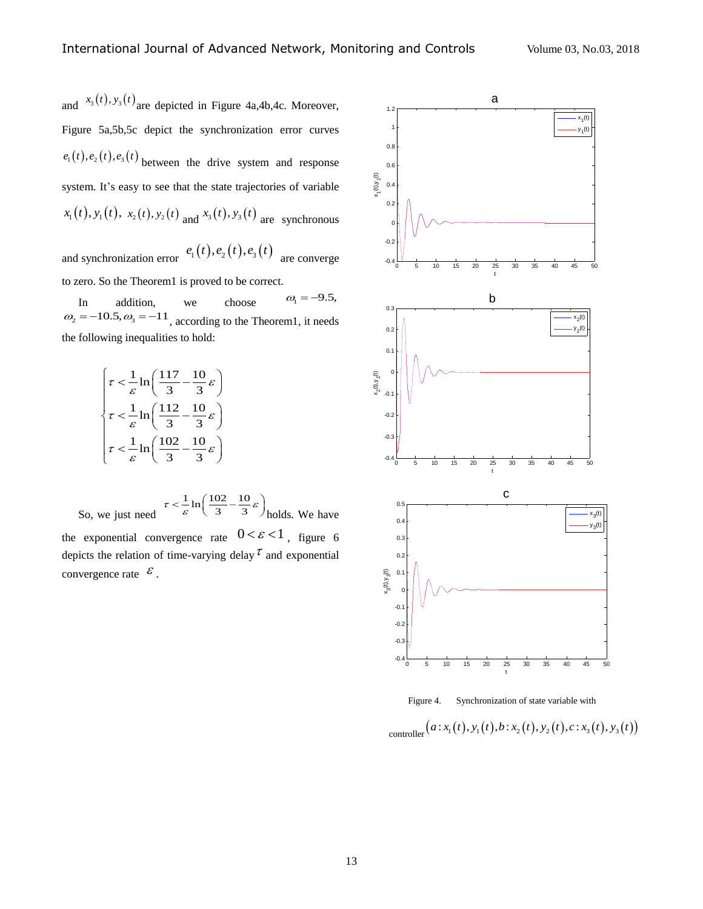and $x_3(t), y_3(t)$ are depicted in Figure 4a,4b,4c. Moreover, Figure 5a,5b,5c depict the synchronization error curves $e_1(t), e_2(t), e_3(t)$ between the drive system and response system. It's easy to see that the state trajectories of variable $x_1(t), y_1(t)$, $x_2(t), y_2(t)$ and $x_3(t), y_3(t)$ are synchronous and synchronization error $e_1(t), e_2(t), e_3(t)$ are converge to zero. So the Theorem1 is proved to be correct.

In addition, we choose $\omega_1 = -9.5$, $\omega_2 = -10.5, \omega_3 = -11$, according to the Theorem1, it needs the following inequalities to hold:

$$
\begin{cases}
\tau < \dfrac{1}{\varepsilon}\ln\left(\dfrac{117}{3} - \dfrac{10}{3}\varepsilon\right) \\
\tau < \dfrac{1}{\varepsilon}\ln\left(\dfrac{112}{3} - \dfrac{10}{3}\varepsilon\right) \\
\tau < \dfrac{1}{\varepsilon}\ln\left(\dfrac{102}{3} - \dfrac{10}{3}\varepsilon\right)
\end{cases}
$$

So, we just need $\tau < \frac{1}{\varepsilon}\ln\left(\frac{102}{3} - \frac{10}{3}\varepsilon\right)$ holds. We have the exponential convergence rate $0 < \varepsilon < 1$, figure 6 depicts the relation of time-varying delay $\tau$ and exponential convergence rate $\varepsilon$.

Figure 4. Synchronization of state variable with controller $\left(a: x_1(t), y_1(t), b: x_2(t), y_2(t), c: x_3(t), y_3(t)\right)$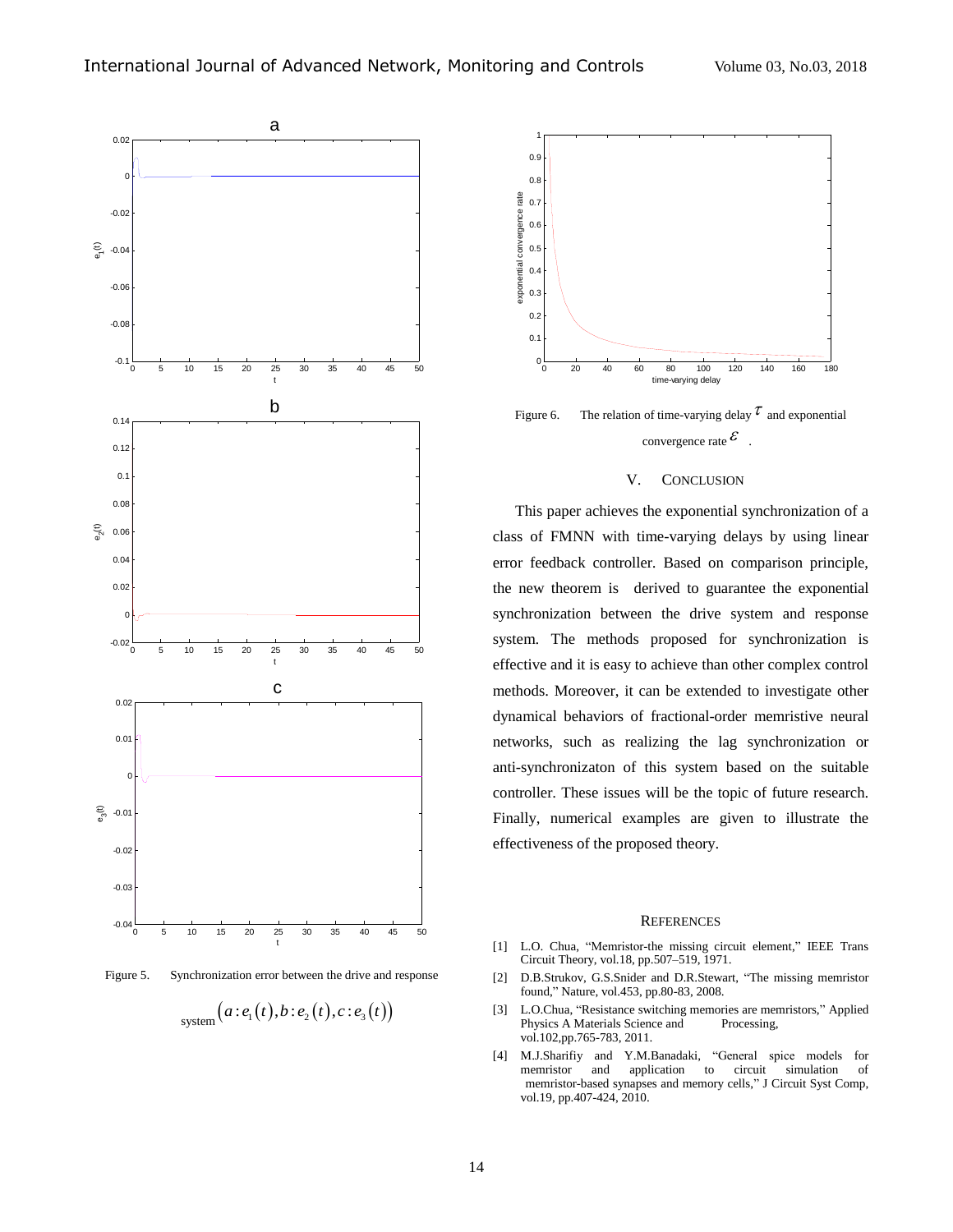Figure 5. Synchronization error between the drive and response system $\left(a:e_1(t),b:e_2(t),c:e_3(t)\right)$

Figure 6. The relation of time-varying delay $\tau$ and exponential convergence rate $\varepsilon$ .

## V. CONCLUSION

This paper achieves the exponential synchronization of a class of FMNN with time-varying delays by using linear error feedback controller. Based on comparison principle, the new theorem is derived to guarantee the exponential synchronization between the drive system and response system. The methods proposed for synchronization is effective and it is easy to achieve than other complex control methods. Moreover, it can be extended to investigate other dynamical behaviors of fractional-order memristive neural networks, such as realizing the lag synchronization or anti-synchronizaton of this system based on the suitable controller. These issues will be the topic of future research. Finally, numerical examples are given to illustrate the effectiveness of the proposed theory.

## REFERENCES

[1] L.O. Chua, "Memristor-the missing circuit element," IEEE Trans Circuit Theory, vol.18, pp.507–519, 1971.

[2] D.B.Strukov, G.S.Snider and D.R.Stewart, "The missing memristor found," Nature, vol.453, pp.80-83, 2008.

[3] L.O.Chua, "Resistance switching memories are memristors," Applied Physics A Materials Science and Processing, vol.102,pp.765-783, 2011.

[4] M.J.Sharifiy and Y.M.Banadaki, "General spice models for memristor and application to circuit simulation of memristor-based synapses and memory cells," J Circuit Syst Comp, vol.19, pp.407-424, 2010.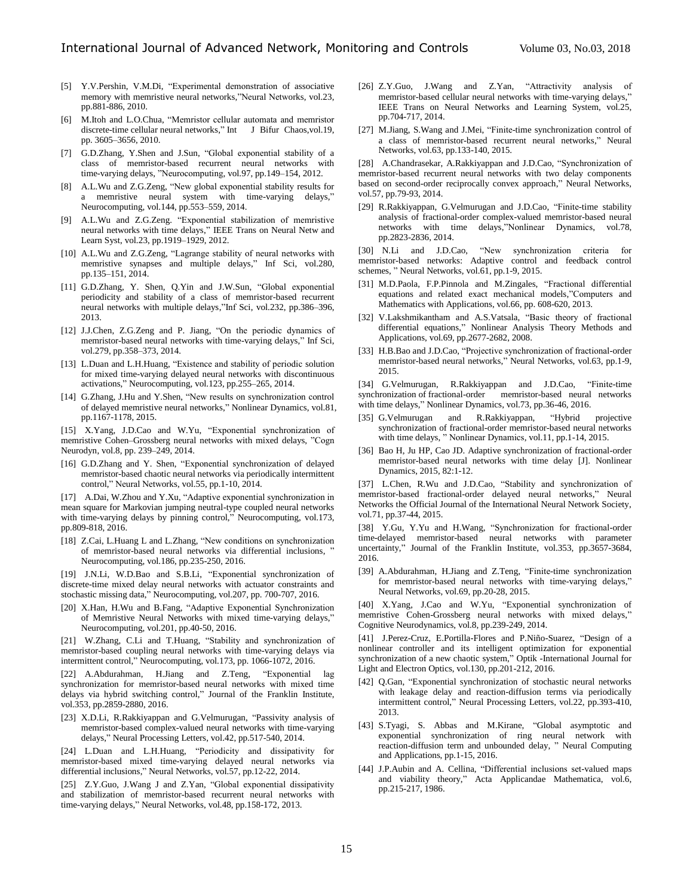[5] Y.V.Pershin, V.M.Di, "Experimental demonstration of associative memory with memristive neural networks,"Neural Networks, vol.23, pp.881-886, 2010.

[6] M.Itoh and L.O.Chua, "Memristor cellular automata and memristor discrete-time cellular neural networks," Int J Bifur Chaos,vol.19, pp. 3605–3656, 2010.

[7] G.D.Zhang, Y.Shen and J.Sun, "Global exponential stability of a class of memristor-based recurrent neural networks with time-varying delays, "Neurocomputing, vol.97, pp.149–154, 2012.

[8] A.L.Wu and Z.G.Zeng, "New global exponential stability results for a memristive neural system with time-varying delays," Neurocomputing, vol.144, pp.553–559, 2014.

[9] A.L.Wu and Z.G.Zeng. "Exponential stabilization of memristive neural networks with time delays," IEEE Trans on Neural Netw and Learn Syst, vol.23, pp.1919–1929, 2012.

[10] A.L.Wu and Z.G.Zeng, "Lagrange stability of neural networks with memristive synapses and multiple delays," Inf Sci, vol.280, pp.135–151, 2014.

[11] G.D.Zhang, Y. Shen, Q.Yin and J.W.Sun, "Global exponential periodicity and stability of a class of memristor-based recurrent neural networks with multiple delays,"Inf Sci, vol.232, pp.386–396, 2013.

[12] J.J.Chen, Z.G.Zeng and P. Jiang, "On the periodic dynamics of memristor-based neural networks with time-varying delays," Inf Sci, vol.279, pp.358–373, 2014.

[13] L.Duan and L.H.Huang, "Existence and stability of periodic solution for mixed time-varying delayed neural networks with discontinuous activations," Neurocomputing, vol.123, pp.255–265, 2014.

[14] G.Zhang, J.Hu and Y.Shen, "New results on synchronization control of delayed memristive neural networks," Nonlinear Dynamics, vol.81, pp.1167-1178, 2015.

[15] X.Yang, J.D.Cao and W.Yu, "Exponential synchronization of memristive Cohen–Grossberg neural networks with mixed delays, "Cogn Neurodyn, vol.8, pp. 239–249, 2014.

[16] G.D.Zhang and Y. Shen, "Exponential synchronization of delayed memristor-based chaotic neural networks via periodically intermittent control," Neural Networks, vol.55, pp.1-10, 2014.

[17] A.Dai, W.Zhou and Y.Xu, "Adaptive exponential synchronization in mean square for Markovian jumping neutral-type coupled neural networks with time-varying delays by pinning control," Neurocomputing, vol.173, pp.809-818, 2016.

[18] Z.Cai, L.Huang L and L.Zhang, "New conditions on synchronization of memristor-based neural networks via differential inclusions, " Neurocomputing, vol.186, pp.235-250, 2016.

[19] J.N.Li, W.D.Bao and S.B.Li, "Exponential synchronization of discrete-time mixed delay neural networks with actuator constraints and stochastic missing data," Neurocomputing, vol.207, pp. 700-707, 2016.

[20] X.Han, H.Wu and B.Fang, "Adaptive Exponential Synchronization of Memristive Neural Networks with mixed time-varying delays," Neurocomputing, vol.201, pp.40-50, 2016.

[21] W.Zhang, C.Li and T.Huang, "Stability and synchronization of memristor-based coupling neural networks with time-varying delays via intermittent control," Neurocomputing, vol.173, pp. 1066-1072, 2016.

[22] A.Abdurahman, H.Jiang and Z.Teng, "Exponential lag synchronization for memristor-based neural networks with mixed time delays via hybrid switching control," Journal of the Franklin Institute, vol.353, pp.2859-2880, 2016.

[23] X.D.Li, R.Rakkiyappan and G.Velmurugan, "Passivity analysis of memristor-based complex-valued neural networks with time-varying delays," Neural Processing Letters, vol.42, pp.517-540, 2014.

[24] L.Duan and L.H.Huang, "Periodicity and dissipativity for memristor-based mixed time-varying delayed neural networks via differential inclusions," Neural Networks, vol.57, pp.12-22, 2014.

[25] Z.Y.Guo, J.Wang J and Z.Yan, "Global exponential dissipativity and stabilization of memristor-based recurrent neural networks with time-varying delays," Neural Networks, vol.48, pp.158-172, 2013.

[26] Z.Y.Guo, J.Wang and Z.Yan, "Attractivity analysis of memristor-based cellular neural networks with time-varying delays," IEEE Trans on Neural Networks and Learning System, vol.25, pp.704-717, 2014.

[27] M.Jiang, S.Wang and J.Mei, "Finite-time synchronization control of a class of memristor-based recurrent neural networks," Neural Networks, vol.63, pp.133-140, 2015.

[28] A.Chandrasekar, A.Rakkiyappan and J.D.Cao, "Synchronization of memristor-based recurrent neural networks with two delay components based on second-order reciprocally convex approach," Neural Networks, vol.57, pp.79-93, 2014.

[29] R.Rakkiyappan, G.Velmurugan and J.D.Cao, "Finite-time stability analysis of fractional-order complex-valued memristor-based neural networks with time delays,"Nonlinear Dynamics, vol.78, pp.2823-2836, 2014.

[30] N.Li and J.D.Cao, "New synchronization criteria for memristor-based networks: Adaptive control and feedback control schemes, " Neural Networks, vol.61, pp.1-9, 2015.

[31] M.D.Paola, F.P.Pinnola and M.Zingales, "Fractional differential equations and related exact mechanical models,"Computers and Mathematics with Applications, vol.66, pp. 608-620, 2013.

[32] V.Lakshmikantham and A.S.Vatsala, "Basic theory of fractional differential equations," Nonlinear Analysis Theory Methods and Applications, vol.69, pp.2677-2682, 2008.

[33] H.B.Bao and J.D.Cao, "Projective synchronization of fractional-order memristor-based neural networks," Neural Networks, vol.63, pp.1-9, 2015.

[34] G.Velmurugan, R.Rakkiyappan and J.D.Cao, "Finite-time synchronization of fractional-order memristor-based neural networks with time delays," Nonlinear Dynamics, vol.73, pp.36-46, 2016.

[35] G.Velmurugan and R.Rakkiyappan, "Hybrid projective synchronization of fractional-order memristor-based neural networks with time delays, " Nonlinear Dynamics, vol.11, pp.1-14, 2015.

[36] Bao H, Ju HP, Cao JD. Adaptive synchronization of fractional-order memristor-based neural networks with time delay [J]. Nonlinear Dynamics, 2015, 82:1-12.

[37] L.Chen, R.Wu and J.D.Cao, "Stability and synchronization of memristor-based fractional-order delayed neural networks," Neural Networks the Official Journal of the International Neural Network Society, vol.71, pp.37-44, 2015.

[38] Y.Gu, Y.Yu and H.Wang, "Synchronization for fractional-order time-delayed memristor-based neural networks with parameter uncertainty," Journal of the Franklin Institute, vol.353, pp.3657-3684, 2016.

[39] A.Abdurahman, H.Jiang and Z.Teng, "Finite-time synchronization for memristor-based neural networks with time-varying delays," Neural Networks, vol.69, pp.20-28, 2015.

[40] X.Yang, J.Cao and W.Yu, "Exponential synchronization of memristive Cohen-Grossberg neural networks with mixed delays," Cognitive Neurodynamics, vol.8, pp.239-249, 2014.

[41] J.Perez-Cruz, E.Portilla-Flores and P.Niño-Suarez, "Design of a nonlinear controller and its intelligent optimization for exponential synchronization of a new chaotic system," Optik -International Journal for Light and Electron Optics, vol.130, pp.201-212, 2016.

[42] Q.Gan, "Exponential synchronization of stochastic neural networks with leakage delay and reaction-diffusion terms via periodically intermittent control," Neural Processing Letters, vol.22, pp.393-410, 2013.

[43] S.Tyagi, S. Abbas and M.Kirane, "Global asymptotic and exponential synchronization of ring neural network with reaction-diffusion term and unbounded delay, " Neural Computing and Applications, pp.1-15, 2016.

[44] J.P.Aubin and A. Cellina, "Differential inclusions set-valued maps and viability theory," Acta Applicandae Mathematica, vol.6, pp.215-217, 1986.